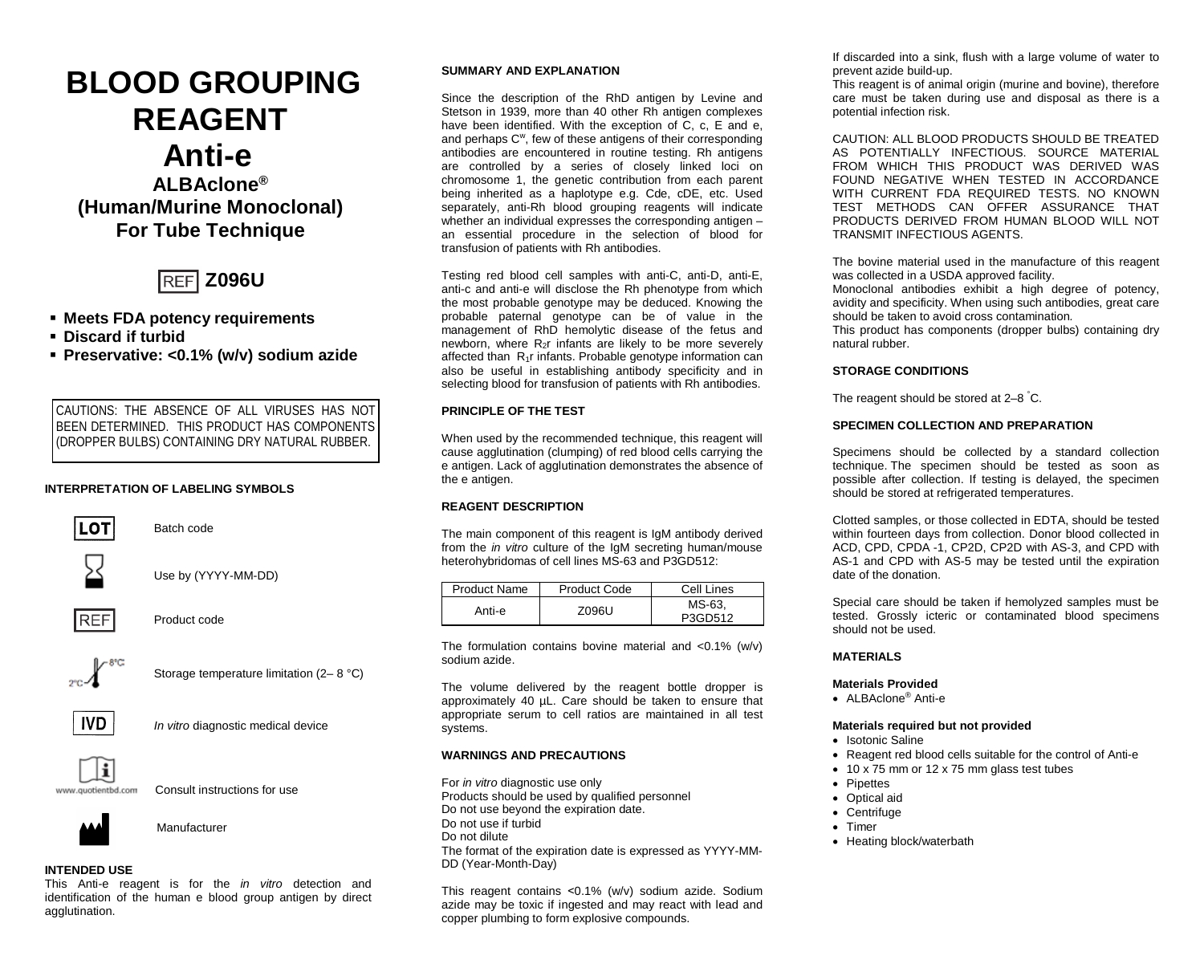# BLOOD GROUPING REAGENT

# Anti-e

## ALBAclone®
## (Human/Murine Monoclonal)
## For Tube Technique

REF **Z096U**

- **Meets FDA potency requirements**
- **Discard if turbid**
- **Preservative: <0.1% (w/v) sodium azide**

CAUTIONS: THE ABSENCE OF ALL VIRUSES HAS NOT BEEN DETERMINED. THIS PRODUCT HAS COMPONENTS (DROPPER BULBS) CONTAINING DRY NATURAL RUBBER.

### INTERPRETATION OF LABELING SYMBOLS

| Symbol | Meaning |
|---|---|
| LOT | Batch code |
| (hourglass) | Use by (YYYY-MM-DD) |
| REF | Product code |
| 2°C–8°C | Storage temperature limitation (2– 8 °C) |
| IVD | *In vitro* diagnostic medical device |
| www.quotientbd.com | Consult instructions for use |
| (factory) | Manufacturer |

### INTENDED USE

This Anti-e reagent is for the *in vitro* detection and identification of the human e blood group antigen by direct agglutination.

### SUMMARY AND EXPLANATION

Since the description of the RhD antigen by Levine and Stetson in 1939, more than 40 other Rh antigen complexes have been identified. With the exception of C, c, E and e, and perhaps $C^w$, few of these antigens of their corresponding antibodies are encountered in routine testing. Rh antigens are controlled by a series of closely linked loci on chromosome 1, the genetic contribution from each parent being inherited as a haplotype e.g. Cde, cDE, etc. Used separately, anti-Rh blood grouping reagents will indicate whether an individual expresses the corresponding antigen – an essential procedure in the selection of blood for transfusion of patients with Rh antibodies.

Testing red blood cell samples with anti-C, anti-D, anti-E, anti-c and anti-e will disclose the Rh phenotype from which the most probable genotype may be deduced. Knowing the probable paternal genotype can be of value in the management of RhD hemolytic disease of the fetus and newborn, where $R_2r$ infants are likely to be more severely affected than $R_1r$ infants. Probable genotype information can also be useful in establishing antibody specificity and in selecting blood for transfusion of patients with Rh antibodies.

### PRINCIPLE OF THE TEST

When used by the recommended technique, this reagent will cause agglutination (clumping) of red blood cells carrying the e antigen. Lack of agglutination demonstrates the absence of the e antigen.

### REAGENT DESCRIPTION

The main component of this reagent is IgM antibody derived from the *in vitro* culture of the IgM secreting human/mouse heterohybridomas of cell lines MS-63 and P3GD512:

| Product Name | Product Code | Cell Lines |
|---|---|---|
| Anti-e | Z096U | MS-63, P3GD512 |

The formulation contains bovine material and <0.1% (w/v) sodium azide.

The volume delivered by the reagent bottle dropper is approximately 40 µL. Care should be taken to ensure that appropriate serum to cell ratios are maintained in all test systems.

### WARNINGS AND PRECAUTIONS

For *in vitro* diagnostic use only
Products should be used by qualified personnel
Do not use beyond the expiration date.
Do not use if turbid
Do not dilute
The format of the expiration date is expressed as YYYY-MM-DD (Year-Month-Day)

This reagent contains <0.1% (w/v) sodium azide. Sodium azide may be toxic if ingested and may react with lead and copper plumbing to form explosive compounds.

If discarded into a sink, flush with a large volume of water to prevent azide build-up.
This reagent is of animal origin (murine and bovine), therefore care must be taken during use and disposal as there is a potential infection risk.

CAUTION: ALL BLOOD PRODUCTS SHOULD BE TREATED AS POTENTIALLY INFECTIOUS. SOURCE MATERIAL FROM WHICH THIS PRODUCT WAS DERIVED WAS FOUND NEGATIVE WHEN TESTED IN ACCORDANCE WITH CURRENT FDA REQUIRED TESTS. NO KNOWN TEST METHODS CAN OFFER ASSURANCE THAT PRODUCTS DERIVED FROM HUMAN BLOOD WILL NOT TRANSMIT INFECTIOUS AGENTS.

The bovine material used in the manufacture of this reagent was collected in a USDA approved facility.
Monoclonal antibodies exhibit a high degree of potency, avidity and specificity. When using such antibodies, great care should be taken to avoid cross contamination.
This product has components (dropper bulbs) containing dry natural rubber.

### STORAGE CONDITIONS

The reagent should be stored at 2–8 °C.

### SPECIMEN COLLECTION AND PREPARATION

Specimens should be collected by a standard collection technique. The specimen should be tested as soon as possible after collection. If testing is delayed, the specimen should be stored at refrigerated temperatures.

Clotted samples, or those collected in EDTA, should be tested within fourteen days from collection. Donor blood collected in ACD, CPD, CPDA -1, CP2D, CP2D with AS-3, and CPD with AS-1 and CPD with AS-5 may be tested until the expiration date of the donation.

Special care should be taken if hemolyzed samples must be tested. Grossly icteric or contaminated blood specimens should not be used.

### MATERIALS

**Materials Provided**

- ALBAclone® Anti-e

**Materials required but not provided**

- Isotonic Saline
- Reagent red blood cells suitable for the control of Anti-e
- 10 x 75 mm or 12 x 75 mm glass test tubes
- Pipettes
- Optical aid
- Centrifuge
- Timer
- Heating block/waterbath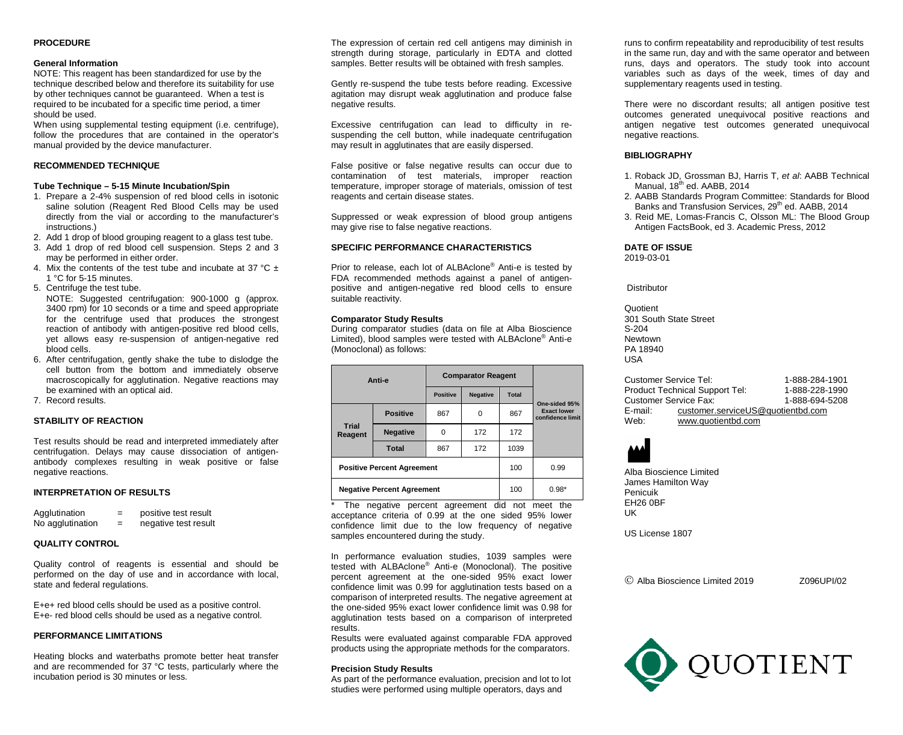### PROCEDURE

#### General Information

NOTE: This reagent has been standardized for use by the technique described below and therefore its suitability for use by other techniques cannot be guaranteed. When a test is required to be incubated for a specific time period, a timer should be used.

When using supplemental testing equipment (i.e. centrifuge), follow the procedures that are contained in the operator's manual provided by the device manufacturer.

### RECOMMENDED TECHNIQUE

#### Tube Technique – 5-15 Minute Incubation/Spin

1. Prepare a 2-4% suspension of red blood cells in isotonic saline solution (Reagent Red Blood Cells may be used directly from the vial or according to the manufacturer's instructions.)
2. Add 1 drop of blood grouping reagent to a glass test tube.
3. Add 1 drop of red blood cell suspension. Steps 2 and 3 may be performed in either order.
4. Mix the contents of the test tube and incubate at 37 °C ± 1 °C for 5-15 minutes.
5. Centrifuge the test tube.
   NOTE: Suggested centrifugation: 900-1000 g (approx. 3400 rpm) for 10 seconds or a time and speed appropriate for the centrifuge used that produces the strongest reaction of antibody with antigen-positive red blood cells, yet allows easy re-suspension of antigen-negative red blood cells.
6. After centrifugation, gently shake the tube to dislodge the cell button from the bottom and immediately observe macroscopically for agglutination. Negative reactions may be examined with an optical aid.
7. Record results.

### STABILITY OF REACTION

Test results should be read and interpreted immediately after centrifugation. Delays may cause dissociation of antigen-antibody complexes resulting in weak positive or false negative reactions.

### INTERPRETATION OF RESULTS

Agglutination = positive test result
No agglutination = negative test result

### QUALITY CONTROL

Quality control of reagents is essential and should be performed on the day of use and in accordance with local, state and federal regulations.

E+e+ red blood cells should be used as a positive control.
E+e- red blood cells should be used as a negative control.

### PERFORMANCE LIMITATIONS

Heating blocks and waterbaths promote better heat transfer and are recommended for 37 °C tests, particularly where the incubation period is 30 minutes or less.

The expression of certain red cell antigens may diminish in strength during storage, particularly in EDTA and clotted samples. Better results will be obtained with fresh samples.

Gently re-suspend the tube tests before reading. Excessive agitation may disrupt weak agglutination and produce false negative results.

Excessive centrifugation can lead to difficulty in re-suspending the cell button, while inadequate centrifugation may result in agglutinates that are easily dispersed.

False positive or false negative results can occur due to contamination of test materials, improper reaction temperature, improper storage of materials, omission of test reagents and certain disease states.

Suppressed or weak expression of blood group antigens may give rise to false negative reactions.

### SPECIFIC PERFORMANCE CHARACTERISTICS

Prior to release, each lot of ALBAclone® Anti-e is tested by FDA recommended methods against a panel of antigen-positive and antigen-negative red blood cells to ensure suitable reactivity.

#### Comparator Study Results

During comparator studies (data on file at Alba Bioscience Limited), blood samples were tested with ALBAclone® Anti-e (Monoclonal) as follows:

| Anti-e | | Comparator Reagent | | | One-sided 95% Exact lower confidence limit |
|---|---|---|---|---|---|
| | | Positive | Negative | Total | |
| Trial Reagent | Positive | 867 | 0 | 867 | |
| | Negative | 0 | 172 | 172 | |
| | Total | 867 | 172 | 1039 | |
| Positive Percent Agreement | | | | 100 | 0.99 |
| Negative Percent Agreement | | | | 100 | 0.98* |

\* The negative percent agreement did not meet the acceptance criteria of 0.99 at the one sided 95% lower confidence limit due to the low frequency of negative samples encountered during the study.

In performance evaluation studies, 1039 samples were tested with ALBAclone® Anti-e (Monoclonal). The positive percent agreement at the one-sided 95% exact lower confidence limit was 0.99 for agglutination tests based on a comparison of interpreted results. The negative agreement at the one-sided 95% exact lower confidence limit was 0.98 for agglutination tests based on a comparison of interpreted results.

Results were evaluated against comparable FDA approved products using the appropriate methods for the comparators.

#### Precision Study Results

As part of the performance evaluation, precision and lot to lot studies were performed using multiple operators, days and runs to confirm repeatability and reproducibility of test results in the same run, day and with the same operator and between runs, days and operators. The study took into account variables such as days of the week, times of day and supplementary reagents used in testing.

There were no discordant results; all antigen positive test outcomes generated unequivocal positive reactions and antigen negative test outcomes generated unequivocal negative reactions.

### BIBLIOGRAPHY

1. Roback JD, Grossman BJ, Harris T, *et al*: AABB Technical Manual, 18th ed. AABB, 2014
2. AABB Standards Program Committee: Standards for Blood Banks and Transfusion Services, 29th ed. AABB, 2014
3. Reid ME, Lomas-Francis C, Olsson ML: The Blood Group Antigen FactsBook, ed 3. Academic Press, 2012

### DATE OF ISSUE

2019-03-01

Distributor

Quotient
301 South State Street
S-204
Newtown
PA 18940
USA

Customer Service Tel: 1-888-284-1901
Product Technical Support Tel: 1-888-228-1990
Customer Service Fax: 1-888-694-5208
E-mail: customer.serviceUS@quotientbd.com
Web: www.quotientbd.com

Alba Bioscience Limited
James Hamilton Way
Penicuik
EH26 0BF
UK

US License 1807

© Alba Bioscience Limited 2019 Z096UPI/02

QUOTIENT